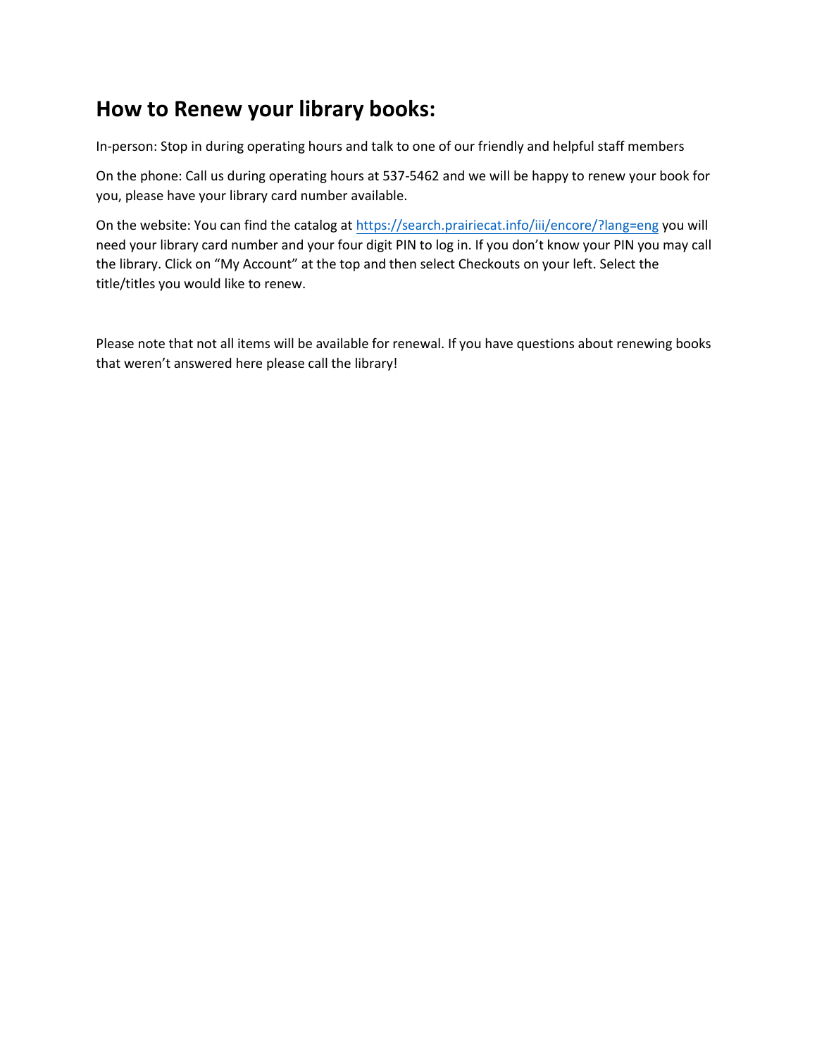# How to Renew your library books:

In-person: Stop in during operating hours and talk to one of our friendly and helpful staff members

On the phone: Call us during operating hours at 537-5462 and we will be happy to renew your book for you, please have your library card number available.

On the website: You can find the catalog at [https://search.prairiecat.info/iii/encore/?lang=eng](https://search.prairiecat.info/iii/encore/?lang=eng) you will need your library card number and your four digit PIN to log in. If you don't know your PIN you may call the library. Click on "My Account" at the top and then select Checkouts on your left. Select the title/titles you would like to renew.

Please note that not all items will be available for renewal. If you have questions about renewing books that weren't answered here please call the library!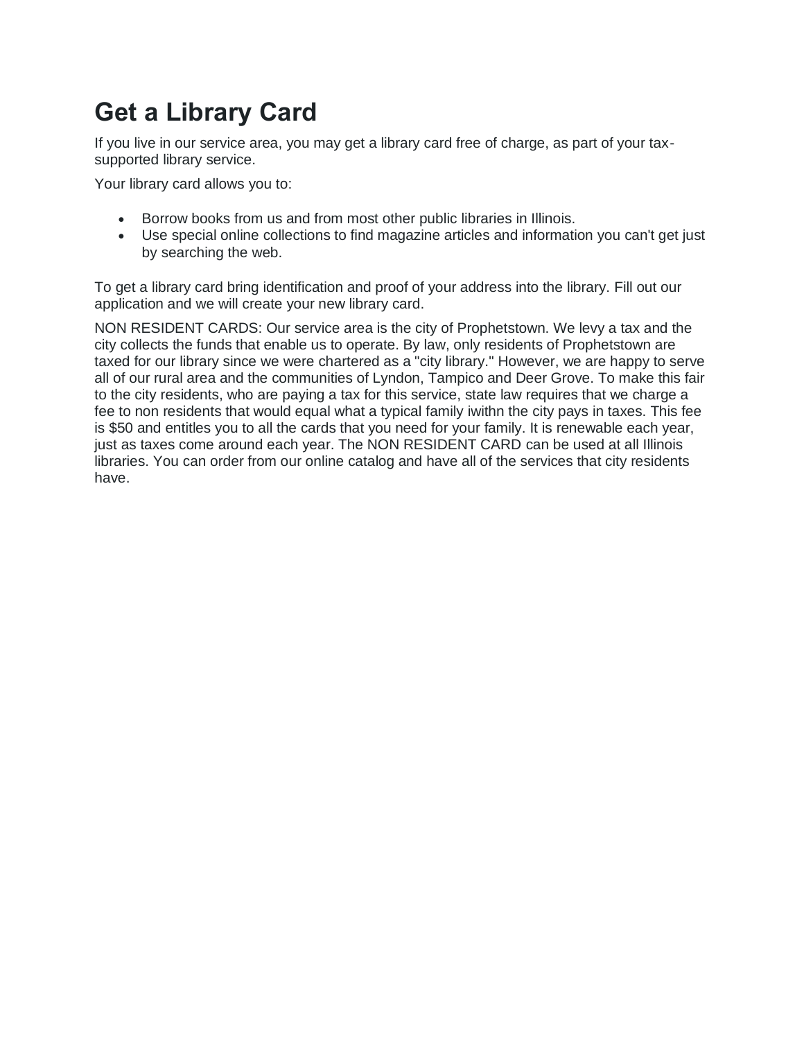# Get a Library Card

If you live in our service area, you may get a library card free of charge, as part of your tax-supported library service.

Your library card allows you to:

- Borrow books from us and from most other public libraries in Illinois.
- Use special online collections to find magazine articles and information you can't get just by searching the web.

To get a library card bring identification and proof of your address into the library. Fill out our application and we will create your new library card.

NON RESIDENT CARDS: Our service area is the city of Prophetstown. We levy a tax and the city collects the funds that enable us to operate. By law, only residents of Prophetstown are taxed for our library since we were chartered as a "city library." However, we are happy to serve all of our rural area and the communities of Lyndon, Tampico and Deer Grove. To make this fair to the city residents, who are paying a tax for this service, state law requires that we charge a fee to non residents that would equal what a typical family iwithn the city pays in taxes. This fee is $50 and entitles you to all the cards that you need for your family. It is renewable each year, just as taxes come around each year. The NON RESIDENT CARD can be used at all Illinois libraries. You can order from our online catalog and have all of the services that city residents have.